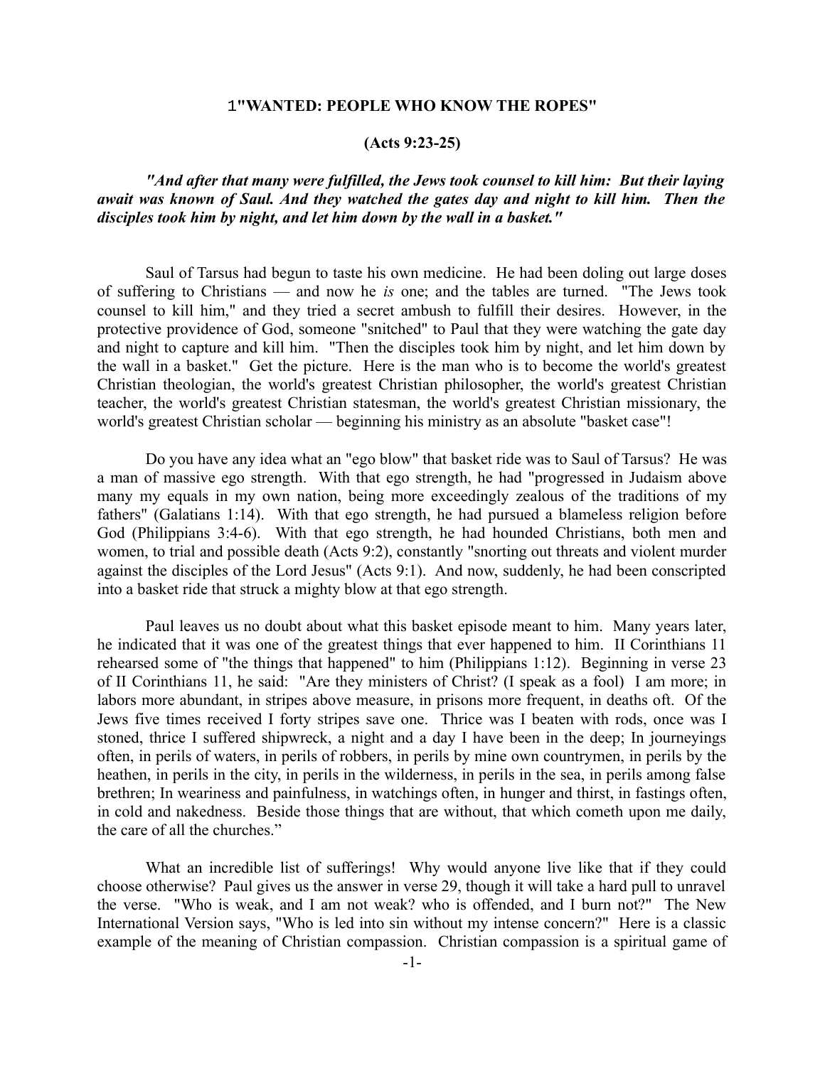# 1"WANTED: PEOPLE WHO KNOW THE ROPES"

## (Acts 9:23-25)

***"And after that many were fulfilled, the Jews took counsel to kill him: But their laying await was known of Saul. And they watched the gates day and night to kill him. Then the disciples took him by night, and let him down by the wall in a basket."***

Saul of Tarsus had begun to taste his own medicine. He had been doling out large doses of suffering to Christians — and now he *is* one; and the tables are turned. "The Jews took counsel to kill him," and they tried a secret ambush to fulfill their desires. However, in the protective providence of God, someone "snitched" to Paul that they were watching the gate day and night to capture and kill him. "Then the disciples took him by night, and let him down by the wall in a basket." Get the picture. Here is the man who is to become the world's greatest Christian theologian, the world's greatest Christian philosopher, the world's greatest Christian teacher, the world's greatest Christian statesman, the world's greatest Christian missionary, the world's greatest Christian scholar — beginning his ministry as an absolute "basket case"!

Do you have any idea what an "ego blow" that basket ride was to Saul of Tarsus? He was a man of massive ego strength. With that ego strength, he had "progressed in Judaism above many my equals in my own nation, being more exceedingly zealous of the traditions of my fathers" (Galatians 1:14). With that ego strength, he had pursued a blameless religion before God (Philippians 3:4-6). With that ego strength, he had hounded Christians, both men and women, to trial and possible death (Acts 9:2), constantly "snorting out threats and violent murder against the disciples of the Lord Jesus" (Acts 9:1). And now, suddenly, he had been conscripted into a basket ride that struck a mighty blow at that ego strength.

Paul leaves us no doubt about what this basket episode meant to him. Many years later, he indicated that it was one of the greatest things that ever happened to him. II Corinthians 11 rehearsed some of "the things that happened" to him (Philippians 1:12). Beginning in verse 23 of II Corinthians 11, he said: "Are they ministers of Christ? (I speak as a fool) I am more; in labors more abundant, in stripes above measure, in prisons more frequent, in deaths oft. Of the Jews five times received I forty stripes save one. Thrice was I beaten with rods, once was I stoned, thrice I suffered shipwreck, a night and a day I have been in the deep; In journeyings often, in perils of waters, in perils of robbers, in perils by mine own countrymen, in perils by the heathen, in perils in the city, in perils in the wilderness, in perils in the sea, in perils among false brethren; In weariness and painfulness, in watchings often, in hunger and thirst, in fastings often, in cold and nakedness. Beside those things that are without, that which cometh upon me daily, the care of all the churches."

What an incredible list of sufferings! Why would anyone live like that if they could choose otherwise? Paul gives us the answer in verse 29, though it will take a hard pull to unravel the verse. "Who is weak, and I am not weak? who is offended, and I burn not?" The New International Version says, "Who is led into sin without my intense concern?" Here is a classic example of the meaning of Christian compassion. Christian compassion is a spiritual game of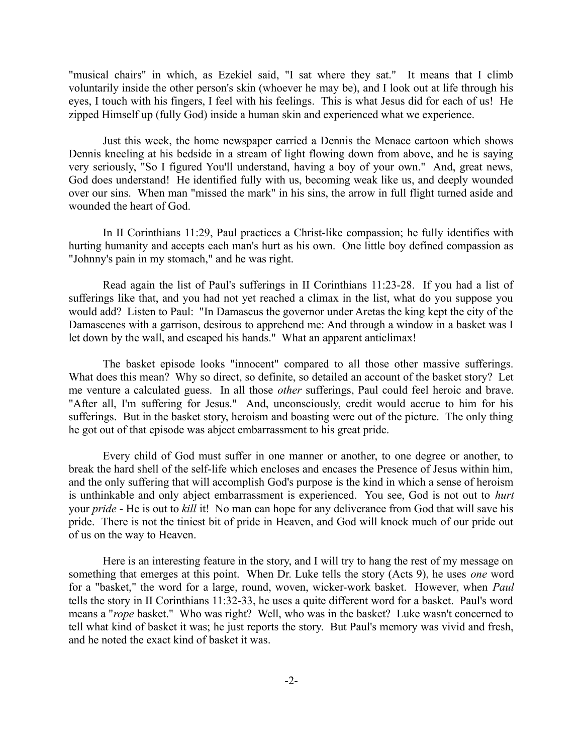"musical chairs" in which, as Ezekiel said, "I sat where they sat." It means that I climb voluntarily inside the other person's skin (whoever he may be), and I look out at life through his eyes, I touch with his fingers, I feel with his feelings. This is what Jesus did for each of us! He zipped Himself up (fully God) inside a human skin and experienced what we experience.

Just this week, the home newspaper carried a Dennis the Menace cartoon which shows Dennis kneeling at his bedside in a stream of light flowing down from above, and he is saying very seriously, "So I figured You'll understand, having a boy of your own." And, great news, God does understand! He identified fully with us, becoming weak like us, and deeply wounded over our sins. When man "missed the mark" in his sins, the arrow in full flight turned aside and wounded the heart of God.

In II Corinthians 11:29, Paul practices a Christ-like compassion; he fully identifies with hurting humanity and accepts each man's hurt as his own. One little boy defined compassion as "Johnny's pain in my stomach," and he was right.

Read again the list of Paul's sufferings in II Corinthians 11:23-28. If you had a list of sufferings like that, and you had not yet reached a climax in the list, what do you suppose you would add? Listen to Paul: "In Damascus the governor under Aretas the king kept the city of the Damascenes with a garrison, desirous to apprehend me: And through a window in a basket was I let down by the wall, and escaped his hands." What an apparent anticlimax!

The basket episode looks "innocent" compared to all those other massive sufferings. What does this mean? Why so direct, so definite, so detailed an account of the basket story? Let me venture a calculated guess. In all those *other* sufferings, Paul could feel heroic and brave. "After all, I'm suffering for Jesus." And, unconsciously, credit would accrue to him for his sufferings. But in the basket story, heroism and boasting were out of the picture. The only thing he got out of that episode was abject embarrassment to his great pride.

Every child of God must suffer in one manner or another, to one degree or another, to break the hard shell of the self-life which encloses and encases the Presence of Jesus within him, and the only suffering that will accomplish God's purpose is the kind in which a sense of heroism is unthinkable and only abject embarrassment is experienced. You see, God is not out to *hurt* your *pride* - He is out to *kill* it! No man can hope for any deliverance from God that will save his pride. There is not the tiniest bit of pride in Heaven, and God will knock much of our pride out of us on the way to Heaven.

Here is an interesting feature in the story, and I will try to hang the rest of my message on something that emerges at this point. When Dr. Luke tells the story (Acts 9), he uses *one* word for a "basket," the word for a large, round, woven, wicker-work basket. However, when *Paul* tells the story in II Corinthians 11:32-33, he uses a quite different word for a basket. Paul's word means a "*rope* basket." Who was right? Well, who was in the basket? Luke wasn't concerned to tell what kind of basket it was; he just reports the story. But Paul's memory was vivid and fresh, and he noted the exact kind of basket it was.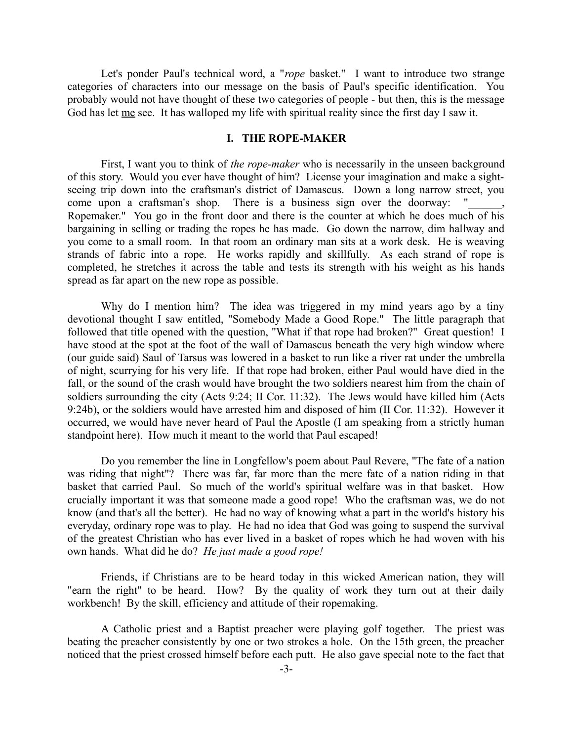Let's ponder Paul's technical word, a "*rope* basket." I want to introduce two strange categories of characters into our message on the basis of Paul's specific identification. You probably would not have thought of these two categories of people - but then, this is the message God has let <u>me</u> see. It has walloped my life with spiritual reality since the first day I saw it.

## I. THE ROPE-MAKER

First, I want you to think of *the rope-maker* who is necessarily in the unseen background of this story. Would you ever have thought of him? License your imagination and make a sight-seeing trip down into the craftsman's district of Damascus. Down a long narrow street, you come upon a craftsman's shop. There is a business sign over the doorway: "______, Ropemaker." You go in the front door and there is the counter at which he does much of his bargaining in selling or trading the ropes he has made. Go down the narrow, dim hallway and you come to a small room. In that room an ordinary man sits at a work desk. He is weaving strands of fabric into a rope. He works rapidly and skillfully. As each strand of rope is completed, he stretches it across the table and tests its strength with his weight as his hands spread as far apart on the new rope as possible.

Why do I mention him? The idea was triggered in my mind years ago by a tiny devotional thought I saw entitled, "Somebody Made a Good Rope." The little paragraph that followed that title opened with the question, "What if that rope had broken?" Great question! I have stood at the spot at the foot of the wall of Damascus beneath the very high window where (our guide said) Saul of Tarsus was lowered in a basket to run like a river rat under the umbrella of night, scurrying for his very life. If that rope had broken, either Paul would have died in the fall, or the sound of the crash would have brought the two soldiers nearest him from the chain of soldiers surrounding the city (Acts 9:24; II Cor. 11:32). The Jews would have killed him (Acts 9:24b), or the soldiers would have arrested him and disposed of him (II Cor. 11:32). However it occurred, we would have never heard of Paul the Apostle (I am speaking from a strictly human standpoint here). How much it meant to the world that Paul escaped!

Do you remember the line in Longfellow's poem about Paul Revere, "The fate of a nation was riding that night"? There was far, far more than the mere fate of a nation riding in that basket that carried Paul. So much of the world's spiritual welfare was in that basket. How crucially important it was that someone made a good rope! Who the craftsman was, we do not know (and that's all the better). He had no way of knowing what a part in the world's history his everyday, ordinary rope was to play. He had no idea that God was going to suspend the survival of the greatest Christian who has ever lived in a basket of ropes which he had woven with his own hands. What did he do? *He just made a good rope!*

Friends, if Christians are to be heard today in this wicked American nation, they will "earn the right" to be heard. How? By the quality of work they turn out at their daily workbench! By the skill, efficiency and attitude of their ropemaking.

A Catholic priest and a Baptist preacher were playing golf together. The priest was beating the preacher consistently by one or two strokes a hole. On the 15th green, the preacher noticed that the priest crossed himself before each putt. He also gave special note to the fact that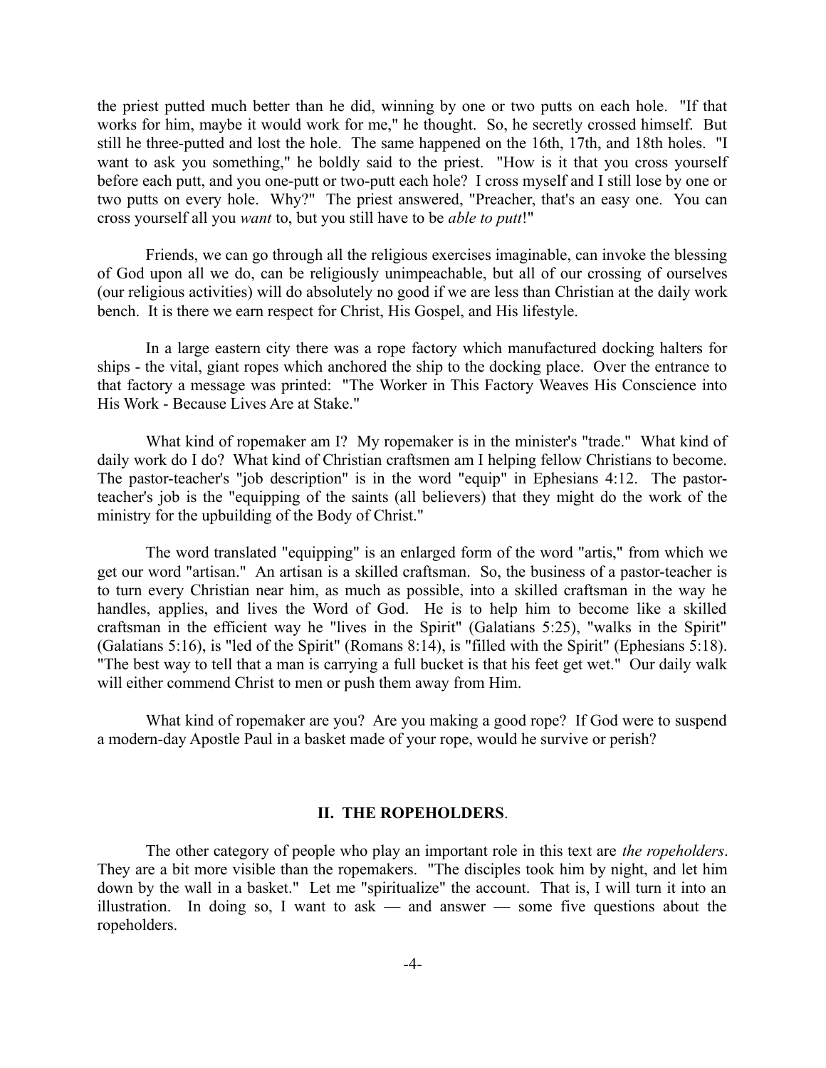the priest putted much better than he did, winning by one or two putts on each hole. "If that works for him, maybe it would work for me," he thought. So, he secretly crossed himself. But still he three-putted and lost the hole. The same happened on the 16th, 17th, and 18th holes. "I want to ask you something," he boldly said to the priest. "How is it that you cross yourself before each putt, and you one-putt or two-putt each hole? I cross myself and I still lose by one or two putts on every hole. Why?" The priest answered, "Preacher, that's an easy one. You can cross yourself all you *want* to, but you still have to be *able to putt*!"

Friends, we can go through all the religious exercises imaginable, can invoke the blessing of God upon all we do, can be religiously unimpeachable, but all of our crossing of ourselves (our religious activities) will do absolutely no good if we are less than Christian at the daily work bench. It is there we earn respect for Christ, His Gospel, and His lifestyle.

In a large eastern city there was a rope factory which manufactured docking halters for ships - the vital, giant ropes which anchored the ship to the docking place. Over the entrance to that factory a message was printed: "The Worker in This Factory Weaves His Conscience into His Work - Because Lives Are at Stake."

What kind of ropemaker am I? My ropemaker is in the minister's "trade." What kind of daily work do I do? What kind of Christian craftsmen am I helping fellow Christians to become. The pastor-teacher's "job description" is in the word "equip" in Ephesians 4:12. The pastor-teacher's job is the "equipping of the saints (all believers) that they might do the work of the ministry for the upbuilding of the Body of Christ."

The word translated "equipping" is an enlarged form of the word "artis," from which we get our word "artisan." An artisan is a skilled craftsman. So, the business of a pastor-teacher is to turn every Christian near him, as much as possible, into a skilled craftsman in the way he handles, applies, and lives the Word of God. He is to help him to become like a skilled craftsman in the efficient way he "lives in the Spirit" (Galatians 5:25), "walks in the Spirit" (Galatians 5:16), is "led of the Spirit" (Romans 8:14), is "filled with the Spirit" (Ephesians 5:18). "The best way to tell that a man is carrying a full bucket is that his feet get wet." Our daily walk will either commend Christ to men or push them away from Him.

What kind of ropemaker are you? Are you making a good rope? If God were to suspend a modern-day Apostle Paul in a basket made of your rope, would he survive or perish?

## II. THE ROPEHOLDERS.

The other category of people who play an important role in this text are *the ropeholders*. They are a bit more visible than the ropemakers. "The disciples took him by night, and let him down by the wall in a basket." Let me "spiritualize" the account. That is, I will turn it into an illustration. In doing so, I want to ask — and answer — some five questions about the ropeholders.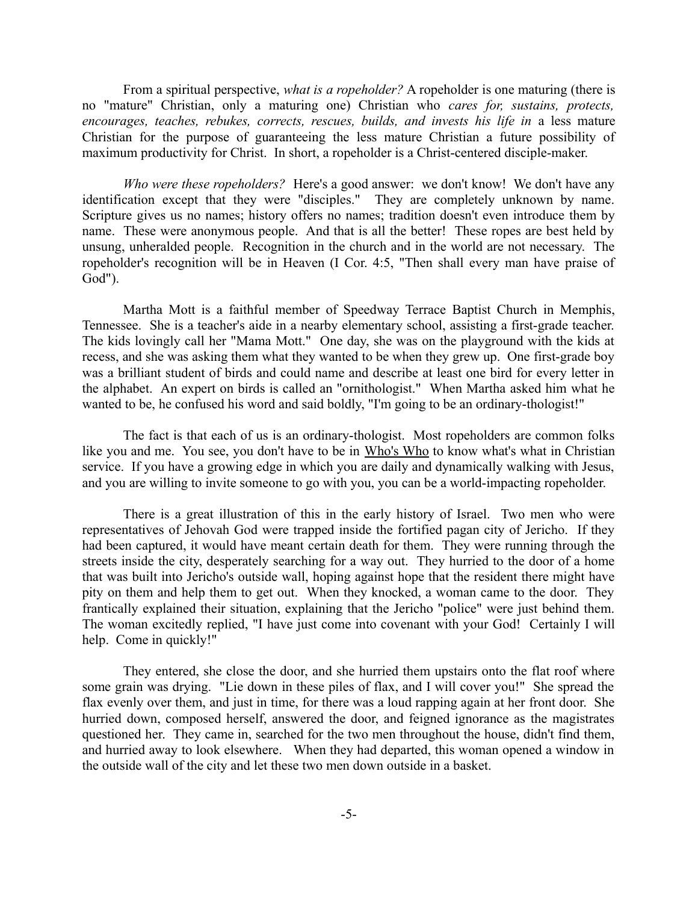From a spiritual perspective, *what is a ropeholder?* A ropeholder is one maturing (there is no "mature" Christian, only a maturing one) Christian who *cares for, sustains, protects, encourages, teaches, rebukes, corrects, rescues, builds, and invests his life in* a less mature Christian for the purpose of guaranteeing the less mature Christian a future possibility of maximum productivity for Christ. In short, a ropeholder is a Christ-centered disciple-maker.

*Who were these ropeholders?* Here's a good answer: we don't know! We don't have any identification except that they were "disciples." They are completely unknown by name. Scripture gives us no names; history offers no names; tradition doesn't even introduce them by name. These were anonymous people. And that is all the better! These ropes are best held by unsung, unheralded people. Recognition in the church and in the world are not necessary. The ropeholder's recognition will be in Heaven (I Cor. 4:5, "Then shall every man have praise of God").

Martha Mott is a faithful member of Speedway Terrace Baptist Church in Memphis, Tennessee. She is a teacher's aide in a nearby elementary school, assisting a first-grade teacher. The kids lovingly call her "Mama Mott." One day, she was on the playground with the kids at recess, and she was asking them what they wanted to be when they grew up. One first-grade boy was a brilliant student of birds and could name and describe at least one bird for every letter in the alphabet. An expert on birds is called an "ornithologist." When Martha asked him what he wanted to be, he confused his word and said boldly, "I'm going to be an ordinary-thologist!"

The fact is that each of us is an ordinary-thologist. Most ropeholders are common folks like you and me. You see, you don't have to be in Who's Who to know what's what in Christian service. If you have a growing edge in which you are daily and dynamically walking with Jesus, and you are willing to invite someone to go with you, you can be a world-impacting ropeholder.

There is a great illustration of this in the early history of Israel. Two men who were representatives of Jehovah God were trapped inside the fortified pagan city of Jericho. If they had been captured, it would have meant certain death for them. They were running through the streets inside the city, desperately searching for a way out. They hurried to the door of a home that was built into Jericho's outside wall, hoping against hope that the resident there might have pity on them and help them to get out. When they knocked, a woman came to the door. They frantically explained their situation, explaining that the Jericho "police" were just behind them. The woman excitedly replied, "I have just come into covenant with your God! Certainly I will help. Come in quickly!"

They entered, she close the door, and she hurried them upstairs onto the flat roof where some grain was drying. "Lie down in these piles of flax, and I will cover you!" She spread the flax evenly over them, and just in time, for there was a loud rapping again at her front door. She hurried down, composed herself, answered the door, and feigned ignorance as the magistrates questioned her. They came in, searched for the two men throughout the house, didn't find them, and hurried away to look elsewhere. When they had departed, this woman opened a window in the outside wall of the city and let these two men down outside in a basket.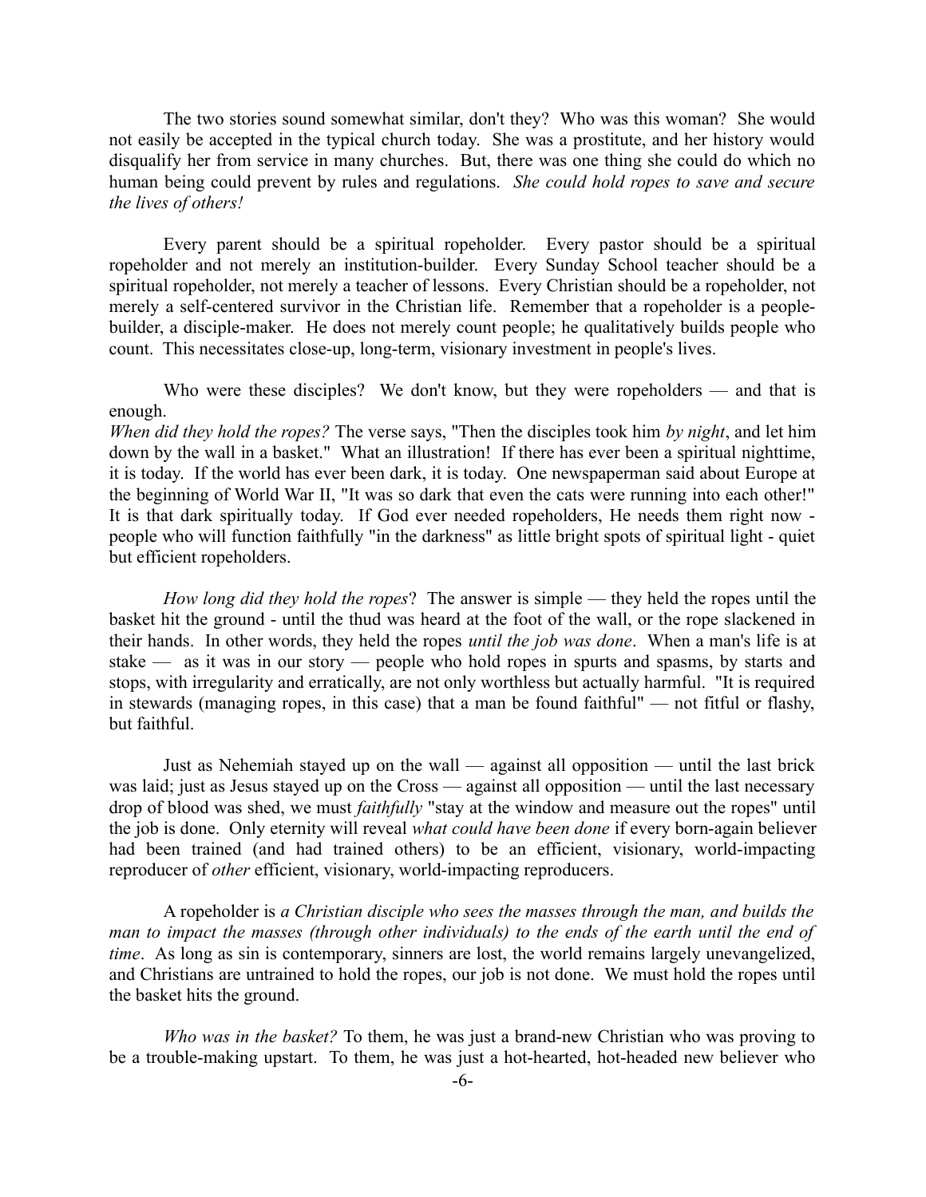The two stories sound somewhat similar, don't they? Who was this woman? She would not easily be accepted in the typical church today. She was a prostitute, and her history would disqualify her from service in many churches. But, there was one thing she could do which no human being could prevent by rules and regulations. *She could hold ropes to save and secure the lives of others!*

Every parent should be a spiritual ropeholder. Every pastor should be a spiritual ropeholder and not merely an institution-builder. Every Sunday School teacher should be a spiritual ropeholder, not merely a teacher of lessons. Every Christian should be a ropeholder, not merely a self-centered survivor in the Christian life. Remember that a ropeholder is a people-builder, a disciple-maker. He does not merely count people; he qualitatively builds people who count. This necessitates close-up, long-term, visionary investment in people's lives.

Who were these disciples? We don't know, but they were ropeholders — and that is enough.
*When did they hold the ropes?* The verse says, "Then the disciples took him *by night*, and let him down by the wall in a basket." What an illustration! If there has ever been a spiritual nighttime, it is today. If the world has ever been dark, it is today. One newspaperman said about Europe at the beginning of World War II, "It was so dark that even the cats were running into each other!" It is that dark spiritually today. If God ever needed ropeholders, He needs them right now - people who will function faithfully "in the darkness" as little bright spots of spiritual light - quiet but efficient ropeholders.

*How long did they hold the ropes*? The answer is simple — they held the ropes until the basket hit the ground - until the thud was heard at the foot of the wall, or the rope slackened in their hands. In other words, they held the ropes *until the job was done*. When a man's life is at stake — as it was in our story — people who hold ropes in spurts and spasms, by starts and stops, with irregularity and erratically, are not only worthless but actually harmful. "It is required in stewards (managing ropes, in this case) that a man be found faithful" — not fitful or flashy, but faithful.

Just as Nehemiah stayed up on the wall — against all opposition — until the last brick was laid; just as Jesus stayed up on the Cross — against all opposition — until the last necessary drop of blood was shed, we must *faithfully* "stay at the window and measure out the ropes" until the job is done. Only eternity will reveal *what could have been done* if every born-again believer had been trained (and had trained others) to be an efficient, visionary, world-impacting reproducer of *other* efficient, visionary, world-impacting reproducers.

A ropeholder is *a Christian disciple who sees the masses through the man, and builds the man to impact the masses (through other individuals) to the ends of the earth until the end of time*. As long as sin is contemporary, sinners are lost, the world remains largely unevangelized, and Christians are untrained to hold the ropes, our job is not done. We must hold the ropes until the basket hits the ground.

*Who was in the basket?* To them, he was just a brand-new Christian who was proving to be a trouble-making upstart. To them, he was just a hot-hearted, hot-headed new believer who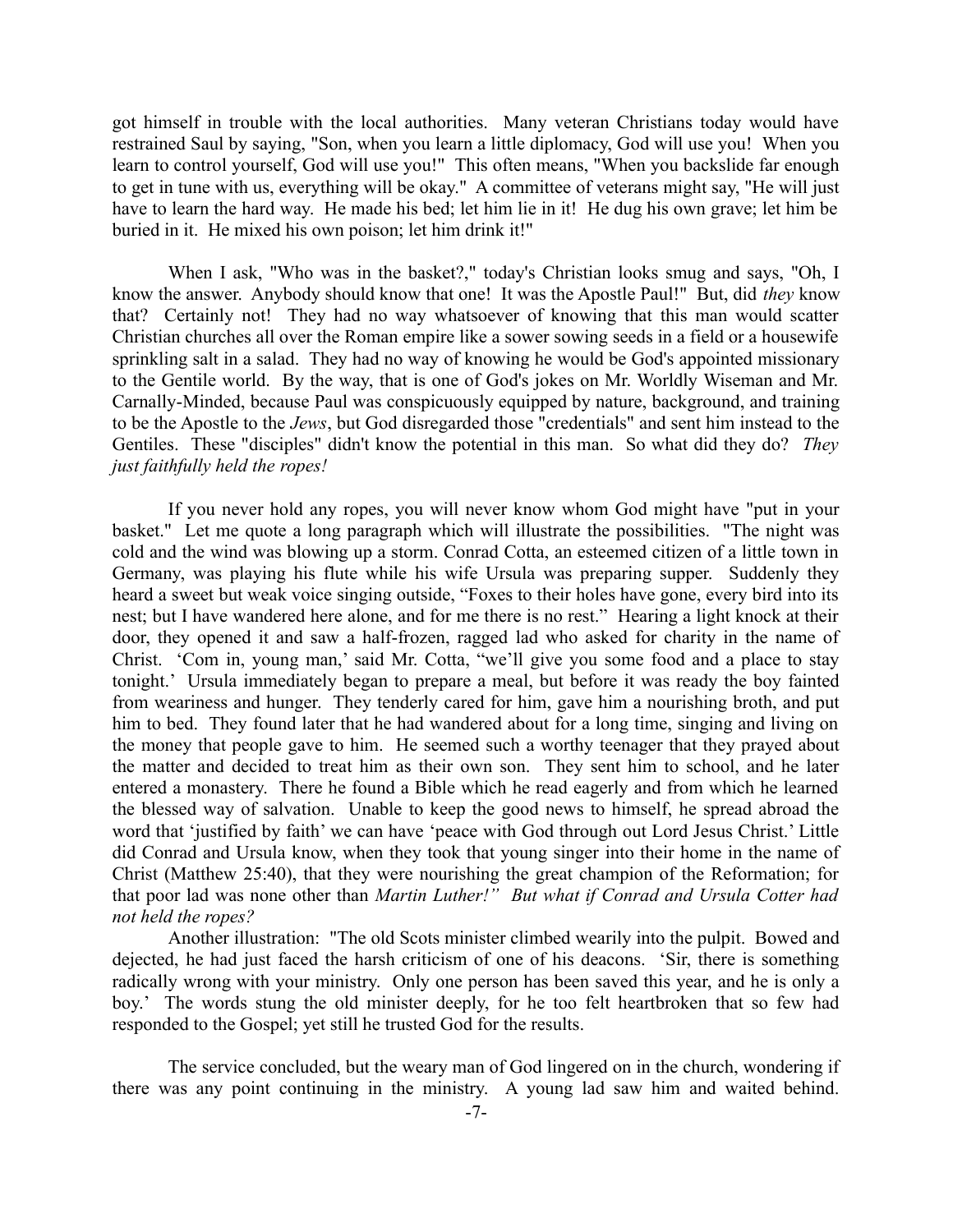got himself in trouble with the local authorities. Many veteran Christians today would have restrained Saul by saying, "Son, when you learn a little diplomacy, God will use you! When you learn to control yourself, God will use you!" This often means, "When you backslide far enough to get in tune with us, everything will be okay." A committee of veterans might say, "He will just have to learn the hard way. He made his bed; let him lie in it! He dug his own grave; let him be buried in it. He mixed his own poison; let him drink it!"

When I ask, "Who was in the basket?," today's Christian looks smug and says, "Oh, I know the answer. Anybody should know that one! It was the Apostle Paul!" But, did *they* know that? Certainly not! They had no way whatsoever of knowing that this man would scatter Christian churches all over the Roman empire like a sower sowing seeds in a field or a housewife sprinkling salt in a salad. They had no way of knowing he would be God's appointed missionary to the Gentile world. By the way, that is one of God's jokes on Mr. Worldly Wiseman and Mr. Carnally-Minded, because Paul was conspicuously equipped by nature, background, and training to be the Apostle to the *Jews*, but God disregarded those "credentials" and sent him instead to the Gentiles. These "disciples" didn't know the potential in this man. So what did they do? *They just faithfully held the ropes!*

If you never hold any ropes, you will never know whom God might have "put in your basket." Let me quote a long paragraph which will illustrate the possibilities. "The night was cold and the wind was blowing up a storm. Conrad Cotta, an esteemed citizen of a little town in Germany, was playing his flute while his wife Ursula was preparing supper. Suddenly they heard a sweet but weak voice singing outside, "Foxes to their holes have gone, every bird into its nest; but I have wandered here alone, and for me there is no rest." Hearing a light knock at their door, they opened it and saw a half-frozen, ragged lad who asked for charity in the name of Christ. 'Com in, young man,' said Mr. Cotta, "we'll give you some food and a place to stay tonight.' Ursula immediately began to prepare a meal, but before it was ready the boy fainted from weariness and hunger. They tenderly cared for him, gave him a nourishing broth, and put him to bed. They found later that he had wandered about for a long time, singing and living on the money that people gave to him. He seemed such a worthy teenager that they prayed about the matter and decided to treat him as their own son. They sent him to school, and he later entered a monastery. There he found a Bible which he read eagerly and from which he learned the blessed way of salvation. Unable to keep the good news to himself, he spread abroad the word that 'justified by faith' we can have 'peace with God through out Lord Jesus Christ.' Little did Conrad and Ursula know, when they took that young singer into their home in the name of Christ (Matthew 25:40), that they were nourishing the great champion of the Reformation; for that poor lad was none other than *Martin Luther!" But what if Conrad and Ursula Cotter had not held the ropes?*

Another illustration: "The old Scots minister climbed wearily into the pulpit. Bowed and dejected, he had just faced the harsh criticism of one of his deacons. 'Sir, there is something radically wrong with your ministry. Only one person has been saved this year, and he is only a boy.' The words stung the old minister deeply, for he too felt heartbroken that so few had responded to the Gospel; yet still he trusted God for the results.

The service concluded, but the weary man of God lingered on in the church, wondering if there was any point continuing in the ministry. A young lad saw him and waited behind.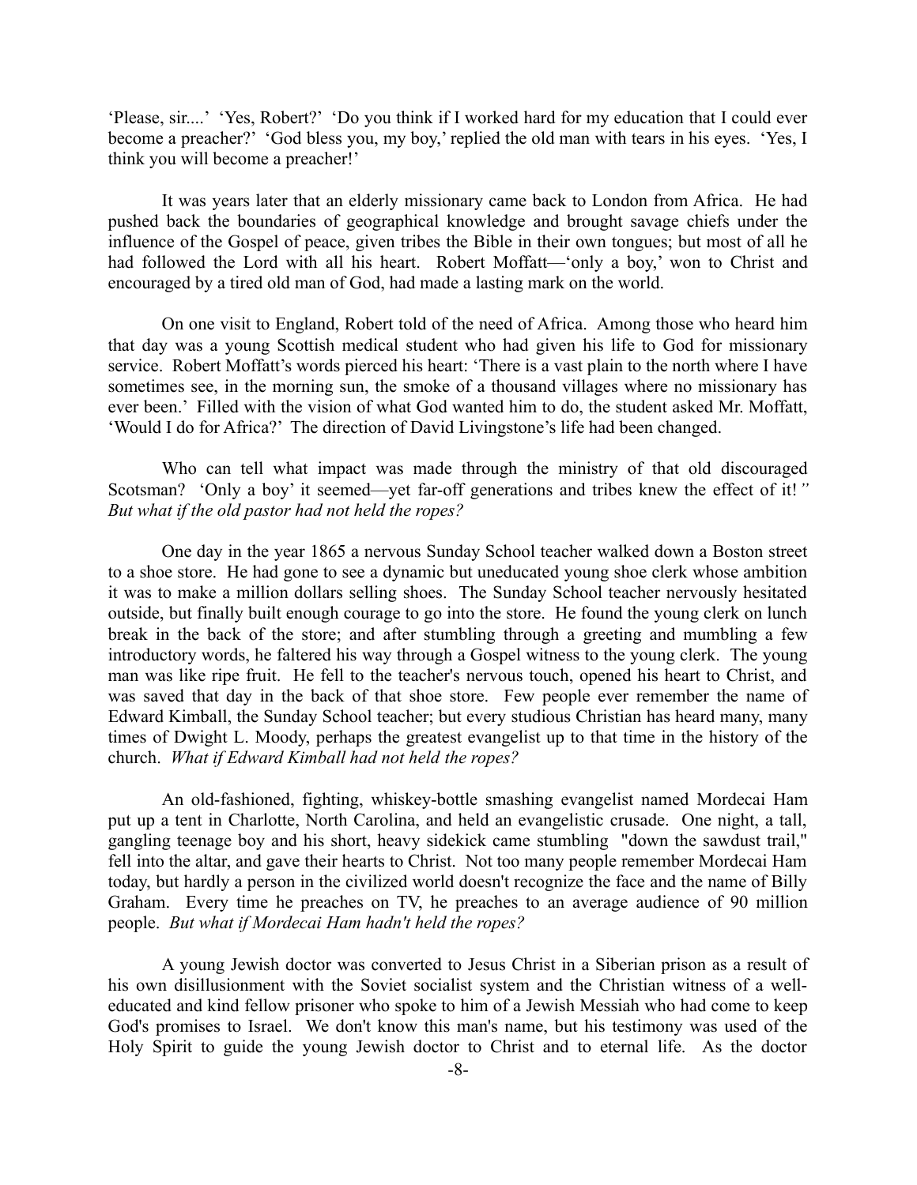'Please, sir....' 'Yes, Robert?' 'Do you think if I worked hard for my education that I could ever become a preacher?' 'God bless you, my boy,' replied the old man with tears in his eyes. 'Yes, I think you will become a preacher!'

It was years later that an elderly missionary came back to London from Africa. He had pushed back the boundaries of geographical knowledge and brought savage chiefs under the influence of the Gospel of peace, given tribes the Bible in their own tongues; but most of all he had followed the Lord with all his heart. Robert Moffatt—'only a boy,' won to Christ and encouraged by a tired old man of God, had made a lasting mark on the world.

On one visit to England, Robert told of the need of Africa. Among those who heard him that day was a young Scottish medical student who had given his life to God for missionary service. Robert Moffatt's words pierced his heart: 'There is a vast plain to the north where I have sometimes see, in the morning sun, the smoke of a thousand villages where no missionary has ever been.' Filled with the vision of what God wanted him to do, the student asked Mr. Moffatt, 'Would I do for Africa?' The direction of David Livingstone's life had been changed.

Who can tell what impact was made through the ministry of that old discouraged Scotsman? 'Only a boy' it seemed—yet far-off generations and tribes knew the effect of it!*" But what if the old pastor had not held the ropes?*

One day in the year 1865 a nervous Sunday School teacher walked down a Boston street to a shoe store. He had gone to see a dynamic but uneducated young shoe clerk whose ambition it was to make a million dollars selling shoes. The Sunday School teacher nervously hesitated outside, but finally built enough courage to go into the store. He found the young clerk on lunch break in the back of the store; and after stumbling through a greeting and mumbling a few introductory words, he faltered his way through a Gospel witness to the young clerk. The young man was like ripe fruit. He fell to the teacher's nervous touch, opened his heart to Christ, and was saved that day in the back of that shoe store. Few people ever remember the name of Edward Kimball, the Sunday School teacher; but every studious Christian has heard many, many times of Dwight L. Moody, perhaps the greatest evangelist up to that time in the history of the church. *What if Edward Kimball had not held the ropes?*

An old-fashioned, fighting, whiskey-bottle smashing evangelist named Mordecai Ham put up a tent in Charlotte, North Carolina, and held an evangelistic crusade. One night, a tall, gangling teenage boy and his short, heavy sidekick came stumbling "down the sawdust trail," fell into the altar, and gave their hearts to Christ. Not too many people remember Mordecai Ham today, but hardly a person in the civilized world doesn't recognize the face and the name of Billy Graham. Every time he preaches on TV, he preaches to an average audience of 90 million people. *But what if Mordecai Ham hadn't held the ropes?*

A young Jewish doctor was converted to Jesus Christ in a Siberian prison as a result of his own disillusionment with the Soviet socialist system and the Christian witness of a well-educated and kind fellow prisoner who spoke to him of a Jewish Messiah who had come to keep God's promises to Israel. We don't know this man's name, but his testimony was used of the Holy Spirit to guide the young Jewish doctor to Christ and to eternal life. As the doctor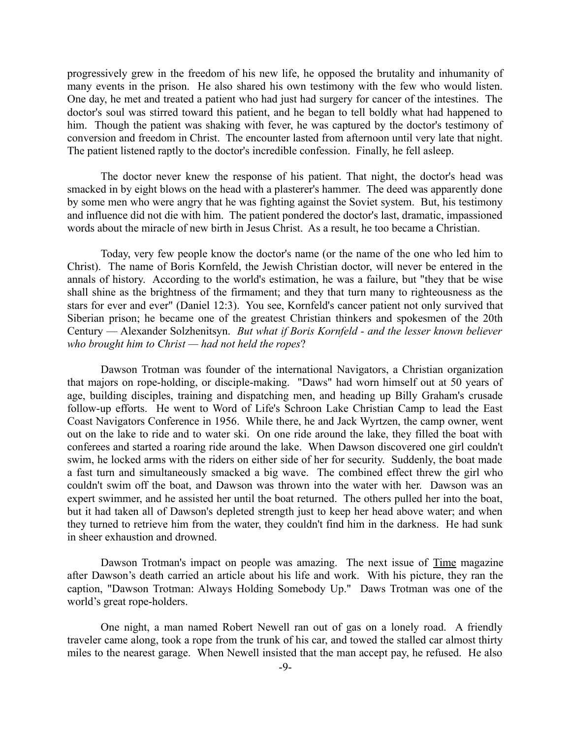progressively grew in the freedom of his new life, he opposed the brutality and inhumanity of many events in the prison. He also shared his own testimony with the few who would listen. One day, he met and treated a patient who had just had surgery for cancer of the intestines. The doctor's soul was stirred toward this patient, and he began to tell boldly what had happened to him. Though the patient was shaking with fever, he was captured by the doctor's testimony of conversion and freedom in Christ. The encounter lasted from afternoon until very late that night. The patient listened raptly to the doctor's incredible confession. Finally, he fell asleep.

The doctor never knew the response of his patient. That night, the doctor's head was smacked in by eight blows on the head with a plasterer's hammer. The deed was apparently done by some men who were angry that he was fighting against the Soviet system. But, his testimony and influence did not die with him. The patient pondered the doctor's last, dramatic, impassioned words about the miracle of new birth in Jesus Christ. As a result, he too became a Christian.

Today, very few people know the doctor's name (or the name of the one who led him to Christ). The name of Boris Kornfeld, the Jewish Christian doctor, will never be entered in the annals of history. According to the world's estimation, he was a failure, but "they that be wise shall shine as the brightness of the firmament; and they that turn many to righteousness as the stars for ever and ever" (Daniel 12:3). You see, Kornfeld's cancer patient not only survived that Siberian prison; he became one of the greatest Christian thinkers and spokesmen of the 20th Century — Alexander Solzhenitsyn. *But what if Boris Kornfeld - and the lesser known believer who brought him to Christ — had not held the ropes*?

Dawson Trotman was founder of the international Navigators, a Christian organization that majors on rope-holding, or disciple-making. "Daws" had worn himself out at 50 years of age, building disciples, training and dispatching men, and heading up Billy Graham's crusade follow-up efforts. He went to Word of Life's Schroon Lake Christian Camp to lead the East Coast Navigators Conference in 1956. While there, he and Jack Wyrtzen, the camp owner, went out on the lake to ride and to water ski. On one ride around the lake, they filled the boat with conferees and started a roaring ride around the lake. When Dawson discovered one girl couldn't swim, he locked arms with the riders on either side of her for security. Suddenly, the boat made a fast turn and simultaneously smacked a big wave. The combined effect threw the girl who couldn't swim off the boat, and Dawson was thrown into the water with her. Dawson was an expert swimmer, and he assisted her until the boat returned. The others pulled her into the boat, but it had taken all of Dawson's depleted strength just to keep her head above water; and when they turned to retrieve him from the water, they couldn't find him in the darkness. He had sunk in sheer exhaustion and drowned.

Dawson Trotman's impact on people was amazing. The next issue of <u>Time</u> magazine after Dawson's death carried an article about his life and work. With his picture, they ran the caption, "Dawson Trotman: Always Holding Somebody Up." Daws Trotman was one of the world's great rope-holders.

One night, a man named Robert Newell ran out of gas on a lonely road. A friendly traveler came along, took a rope from the trunk of his car, and towed the stalled car almost thirty miles to the nearest garage. When Newell insisted that the man accept pay, he refused. He also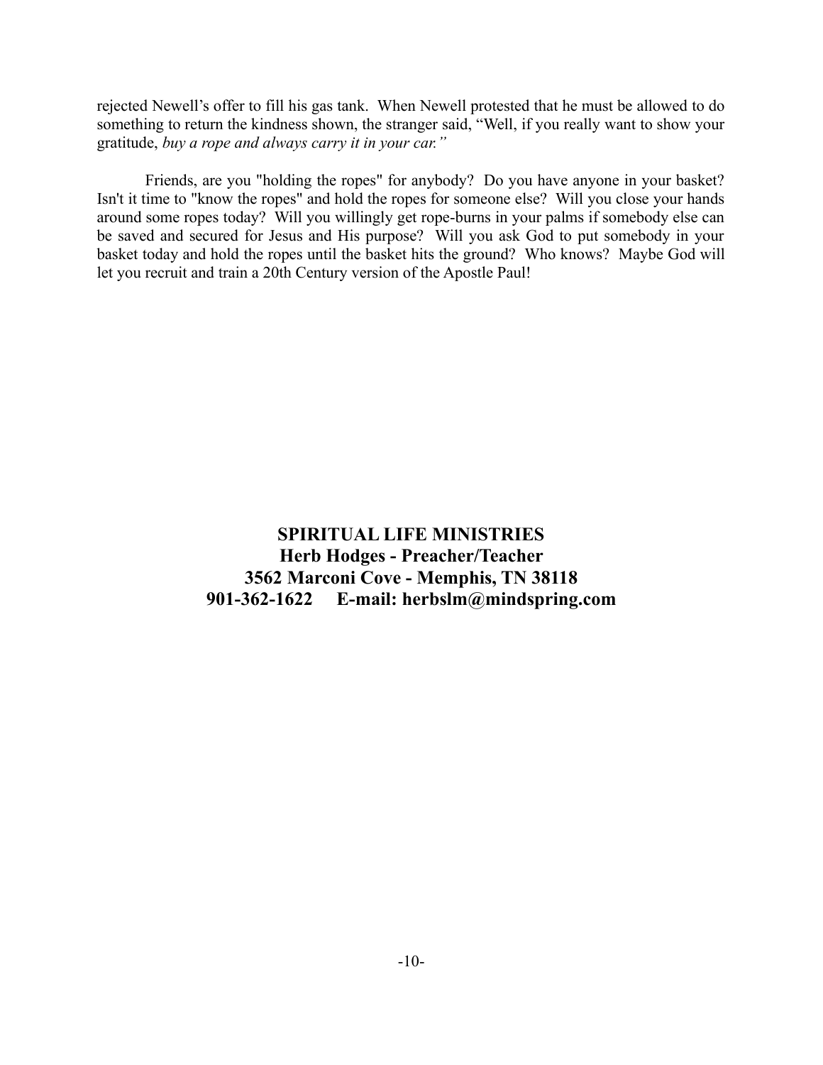rejected Newell's offer to fill his gas tank. When Newell protested that he must be allowed to do something to return the kindness shown, the stranger said, "Well, if you really want to show your gratitude, *buy a rope and always carry it in your car."*

Friends, are you "holding the ropes" for anybody? Do you have anyone in your basket? Isn't it time to "know the ropes" and hold the ropes for someone else? Will you close your hands around some ropes today? Will you willingly get rope-burns in your palms if somebody else can be saved and secured for Jesus and His purpose? Will you ask God to put somebody in your basket today and hold the ropes until the basket hits the ground? Who knows? Maybe God will let you recruit and train a 20th Century version of the Apostle Paul!

**SPIRITUAL LIFE MINISTRIES**
**Herb Hodges - Preacher/Teacher**
**3562 Marconi Cove - Memphis, TN 38118**
**901-362-1622 E-mail: herbslm@mindspring.com**